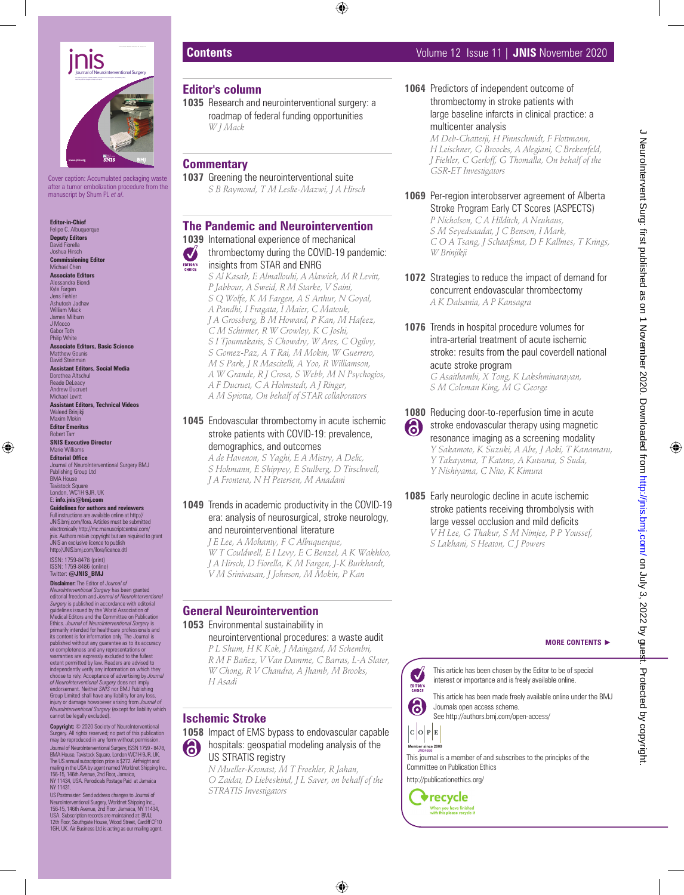Cover caption: Accumulated packaging waste after a tumor embolization procedure from the manuscript by Shum PL *et al*.

**Editor-in-Chief**
Felipe C. Albuquerque

**Deputy Editors**
David Fiorella
Joshua Hirsch

**Commissioning Editor**
Michael Chen

**Associate Editors**
Alessandra Biondi
Kyle Fargen
Jens Fiehler
Ashutosh Jadhav
William Mack
James Milburn
J Mocco
Gabor Toth
Philip White

**Associate Editors, Basic Science**
Matthew Gounis
David Steinman

**Assistant Editors, Social Media**
Dorothea Altschul
Reade DeLeacy
Andrew Ducruet
Michael Levitt

**Assistant Editors, Technical Videos**
Waleed Brinjikji
Maxim Mokin

**Editor Emeritus**
Robert Tarr

**SNIS Executive Director**
Marie Williams

**Editorial Office**
Journal of NeuroInterventional Surgery BMJ Publishing Group Ltd
BMA House
Tavistock Square
London, WC1H 9JR, UK
E: **info.jnis@bmj.com**

**Guidelines for authors and reviewers**
Full instructions are available online at http://JNIS.bmj.com/ifora. Articles must be submitted electronically http://mc.manuscriptcentral.com/jnis. Authors retain copyright but are required to grant JNIS an exclusive licence to publish http://JNIS.bmj.com/ifora/licence.dtl

ISSN: 1759-8478 (print)
ISSN: 1759-8486 (online)
Twitter: **@JNIS_BMJ**

**Disclaimer:** The Editor of *Journal of NeuroInterventional Surgery* has been granted editorial freedom and *Journal of NeuroInterventional Surgery* is published in accordance with editorial guidelines issued by the World Association of Medical Editors and the Committee on Publication Ethics. *Journal of NeuroInterventional Surgery* is primarily intended for healthcare professionals and its content is for information only. The Journal is published without any guarantee as to its accuracy or completeness and any representations or warranties are expressly excluded to the fullest extent permitted by law. Readers are advised to independently verify any information on which they choose to rely. Acceptance of advertising by *Journal of NeuroInterventional Surgery* does not imply endorsement. Neither *SNIS* nor BMJ Publishing Group Limited shall have any liability for any loss, injury or damage howsoever arising from *Journal of NeuroInterventional Surgery* (except for liability which cannot be legally excluded).

**Copyright:** © 2020 Society of NeuroInterventional Surgery. All rights reserved; no part of this publication may be reproduced in any form without permission.

Journal of NeuroInterventional Surgery, ISSN 1759 - 8478, BMA House, Tavistock Square, London WC1H 9JR, UK. The US annual subscription price is $272. Airfreight and mailing in the USA by agent named Worldnet Shipping Inc., 156-15, 146th Avenue, 2nd Floor, Jamaica, NY 11434, USA. Periodicals Postage Paid at Jamaica NY 11431.

US Postmaster: Send address changes to Journal of NeuroInterventional Surgery, Worldnet Shipping Inc., 156-15, 146th Avenue, 2nd Floor, Jamaica, NY 11434, USA. Subscription records are maintained at BMJ, 12th Floor, Southgate House, Wood Street, Cardiff CF10 1GH, UK. Air Business Ltd is acting as our mailing agent.

# Contents

## Editor's column

**1035** Research and neurointerventional surgery: a roadmap of federal funding opportunities
*W J Mack*

## Commentary

**1037** Greening the neurointerventional suite
*S B Raymond, T M Leslie-Mazwi, J A Hirsch*

## The Pandemic and Neurointervention

**1039** International experience of mechanical thrombectomy during the COVID-19 pandemic: insights from STAR and ENRG (EDITOR'S CHOICE)
*S Al Kasab, E Almallouhi, A Alawieh, M R Levitt, P Jabbour, A Sweid, R M Starke, V Saini, S Q Wolfe, K M Fargen, A S Arthur, N Goyal, A Pandhi, I Fragata, I Maier, C Matouk, J A Grossberg, B M Howard, P Kan, M Hafeez, C M Schirmer, R W Crowley, K C Joshi, S I Tjoumakaris, S Chowdry, W Ares, C Ogilvy, S Gomez-Paz, A T Rai, M Mokin, W Guerrero, M S Park, J R Mascitelli, A Yoo, R Williamson, A W Grande, R J Crosa, S Webb, M N Psychogios, A F Ducruet, C A Holmstedt, A J Ringer, A M Spiotta, On behalf of STAR collaborators*

**1045** Endovascular thrombectomy in acute ischemic stroke patients with COVID-19: prevalence, demographics, and outcomes
*A de Havenon, S Yaghi, E A Mistry, A Delic, S Hohmann, E Shippey, E Stulberg, D Tirschwell, J A Frontera, N H Petersen, M Anadani*

**1049** Trends in academic productivity in the COVID-19 era: analysis of neurosurgical, stroke neurology, and neurointerventional literature
*J E Lee, A Mohanty, F C Albuquerque, W T Couldwell, E I Levy, E C Benzel, A K Wakhloo, J A Hirsch, D Fiorella, K M Fargen, J-K Burkhardt, V M Srinivasan, J Johnson, M Mokin, P Kan*

## General Neurointervention

**1053** Environmental sustainability in neurointerventional procedures: a waste audit
*P L Shum, H K Kok, J Maingard, M Schembri, R M F Bañez, V Van Damme, C Barras, L-A Slater, W Chong, R V Chandra, A Jhamb, M Brooks, H Asadi*

## Ischemic Stroke

**1058** Impact of EMS bypass to endovascular capable hospitals: geospatial modeling analysis of the US STRATIS registry (OPEN ACCESS)
*N Mueller-Kronast, M T Froehler, R Jahan, O Zaidat, D Liebeskind, J L Saver, on behalf of the STRATIS Investigators*

**1064** Predictors of independent outcome of thrombectomy in stroke patients with large baseline infarcts in clinical practice: a multicenter analysis
*M Deb-Chatterji, H Pinnschmidt, F Flottmann, H Leischner, G Broocks, A Alegiani, C Brekenfeld, J Fiehler, C Gerloff, G Thomalla, On behalf of the GSR-ET Investigators*

**1069** Per-region interobserver agreement of Alberta Stroke Program Early CT Scores (ASPECTS)
*P Nicholson, C A Hilditch, A Neuhaus, S M Seyedsaadat, J C Benson, I Mark, C O A Tsang, J Schaafsma, D F Kallmes, T Krings, W Brinjikji*

**1072** Strategies to reduce the impact of demand for concurrent endovascular thrombectomy
*A K Dalsania, A P Kansagra*

**1076** Trends in hospital procedure volumes for intra-arterial treatment of acute ischemic stroke: results from the paul coverdell national acute stroke program
*G Asaithambi, X Tong, K Lakshminarayan, S M Coleman King, M G George*

**1080** Reducing door-to-reperfusion time in acute stroke endovascular therapy using magnetic resonance imaging as a screening modality (OPEN ACCESS)
*Y Sakamoto, K Suzuki, A Abe, J Aoki, T Kanamaru, Y Takayama, T Katano, A Kutsuna, S Suda, Y Nishiyama, C Nito, K Kimura*

**1085** Early neurologic decline in acute ischemic stroke patients receiving thrombolysis with large vessel occlusion and mild deficits
*V H Lee, G Thakur, S M Nimjee, P P Youssef, S Lakhani, S Heaton, C J Powers*

**MORE CONTENTS ►**

EDITOR'S CHOICE: This article has been chosen by the Editor to be of special interest or importance and is freely available online.

OPEN ACCESS: This article has been made freely available online under the BMJ Journals open access scheme. See http://authors.bmj.com/open-access/

COPE — Member since 2009 JM04666
This journal is a member of and subscribes to the principles of the Committee on Publication Ethics
http://publicationethics.org/

recycle — When you have finished with this please recycle it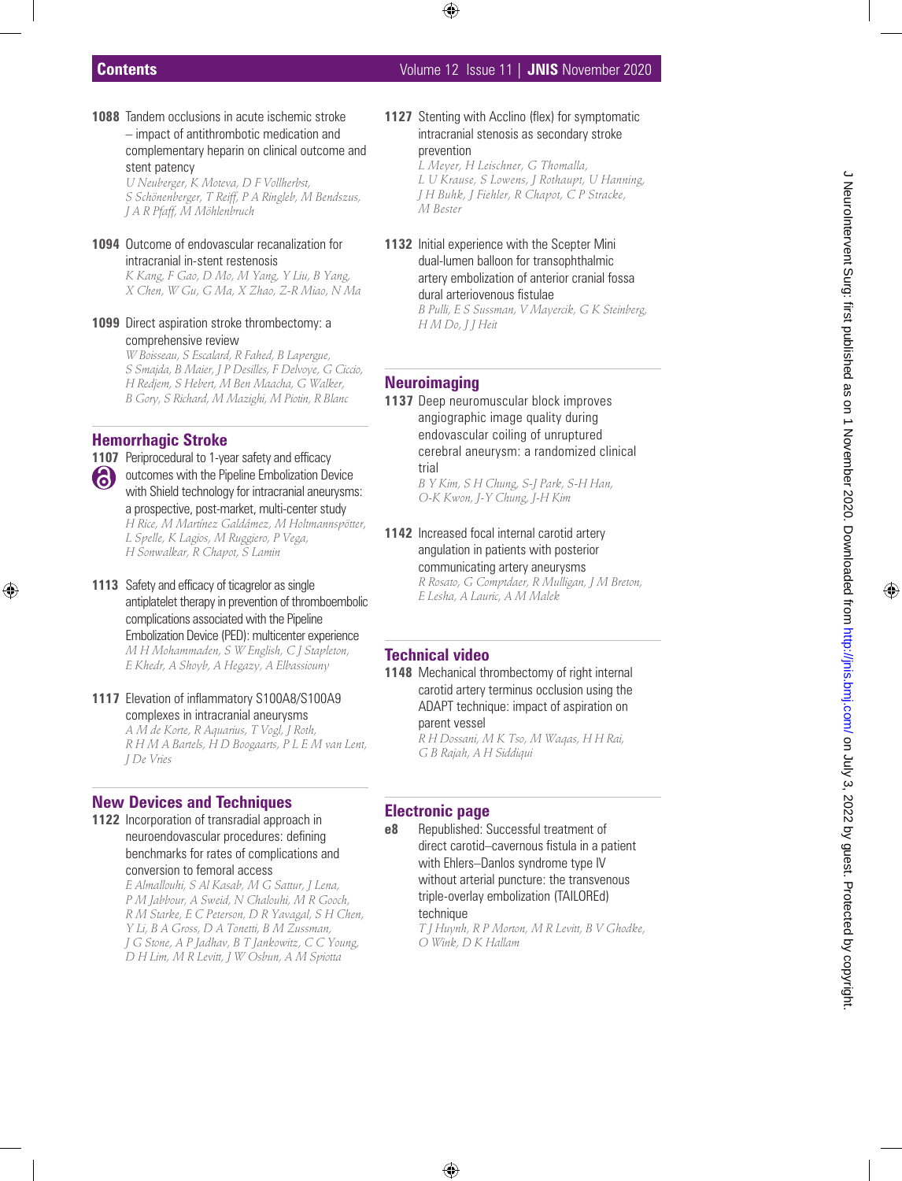# Contents

**1088** Tandem occlusions in acute ischemic stroke – impact of antithrombotic medication and complementary heparin on clinical outcome and stent patency
*U Neuberger, K Moteva, D F Vollherbst, S Schönenberger, T Reiff, P A Ringleb, M Bendszus, J A R Pfaff, M Möhlenbruch*

**1094** Outcome of endovascular recanalization for intracranial in-stent restenosis
*K Kang, F Gao, D Mo, M Yang, Y Liu, B Yang, X Chen, W Gu, G Ma, X Zhao, Z-R Miao, N Ma*

**1099** Direct aspiration stroke thrombectomy: a comprehensive review
*W Boisseau, S Escalard, R Fahed, B Lapergue, S Smajda, B Maier, J P Desilles, F Delvoye, G Ciccio, H Redjem, S Hebert, M Ben Maacha, G Walker, B Gory, S Richard, M Mazighi, M Piotin, R Blanc*

## Hemorrhagic Stroke

**1107** Periprocedural to 1-year safety and efficacy outcomes with the Pipeline Embolization Device with Shield technology for intracranial aneurysms: a prospective, post-market, multi-center study
*H Rice, M Martínez Galdámez, M Holtmannspötter, L Spelle, K Lagios, M Ruggiero, P Vega, H Sonwalkar, R Chapot, S Lamin*

**1113** Safety and efficacy of ticagrelor as single antiplatelet therapy in prevention of thromboembolic complications associated with the Pipeline Embolization Device (PED): multicenter experience
*M H Mohammaden, S W English, C J Stapleton, E Khedr, A Shoyb, A Hegazy, A Elbassiouny*

**1117** Elevation of inflammatory S100A8/S100A9 complexes in intracranial aneurysms
*A M de Korte, R Aquarius, T Vogl, J Roth, R H M A Bartels, H D Boogaarts, P L E M van Lent, J De Vries*

## New Devices and Techniques

**1122** Incorporation of transradial approach in neuroendovascular procedures: defining benchmarks for rates of complications and conversion to femoral access
*E Almallouhi, S Al Kasab, M G Sattur, J Lena, P M Jabbour, A Sweid, N Chalouhi, M R Gooch, R M Starke, E C Peterson, D R Yavagal, S H Chen, Y Li, B A Gross, D A Tonetti, B M Zussman, J G Stone, A P Jadhav, B T Jankowitz, C C Young, D H Lim, M R Levitt, J W Osbun, A M Spiotta*

**1127** Stenting with Acclino (flex) for symptomatic intracranial stenosis as secondary stroke prevention
*L Meyer, H Leischner, G Thomalla, L U Krause, S Lowens, J Rothaupt, U Hanning, J H Buhk, J Fiehler, R Chapot, C P Stracke, M Bester*

**1132** Initial experience with the Scepter Mini dual-lumen balloon for transophthalmic artery embolization of anterior cranial fossa dural arteriovenous fistulae
*B Pulli, E S Sussman, V Mayercik, G K Steinberg, H M Do, J J Heit*

## Neuroimaging

**1137** Deep neuromuscular block improves angiographic image quality during endovascular coiling of unruptured cerebral aneurysm: a randomized clinical trial
*B Y Kim, S H Chung, S-J Park, S-H Han, O-K Kwon, J-Y Chung, J-H Kim*

**1142** Increased focal internal carotid artery angulation in patients with posterior communicating artery aneurysms
*R Rosato, G Comptdaer, R Mulligan, J M Breton, E Lesha, A Lauric, A M Malek*

## Technical video

**1148** Mechanical thrombectomy of right internal carotid artery terminus occlusion using the ADAPT technique: impact of aspiration on parent vessel
*R H Dossani, M K Tso, M Waqas, H H Rai, G B Rajah, A H Siddiqui*

## Electronic page

**e8** Republished: Successful treatment of direct carotid–cavernous fistula in a patient with Ehlers–Danlos syndrome type IV without arterial puncture: the transvenous triple-overlay embolization (TAILOREd) technique
*T J Huynh, R P Morton, M R Levitt, B V Ghodke, O Wink, D K Hallam*

J Neurointervent Surg: first published as on 1 November 2020. Downloaded from http://jnis.bmj.com/ on July 3, 2022 by guest. Protected by copyright.